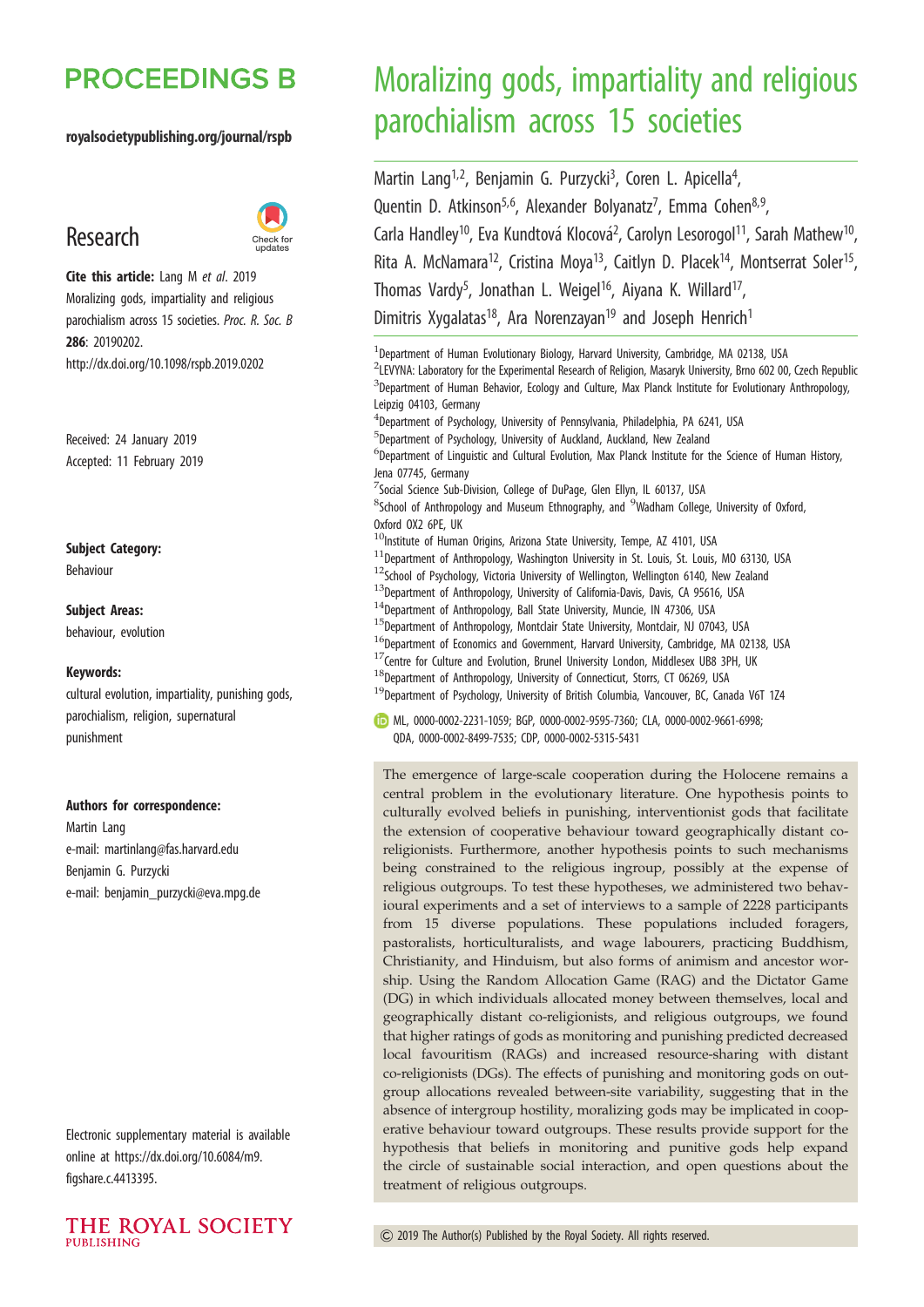# Moralizing gods, impartiality and religious parochialism across 15 societies

Martin Lang[1,2], Benjamin G. Purzycki[3], Coren L. Apicella[4], Quentin D. Atkinson[5,6], Alexander Bolyanatz[7], Emma Cohen[8,9], Carla Handley[10], Eva Kundtová Klocová[2], Carolyn Lesorogol[11], Sarah Mathew[10], Rita A. McNamara[12], Cristina Moya[13], Caitlyn D. Placek[14], Montserrat Soler[15], Thomas Vardy[5], Jonathan L. Weigel[16], Aiyana K. Willard[17], Dimitris Xygalatas[18], Ara Norenzayan[19] and Joseph Henrich[1]

[1]Department of Human Evolutionary Biology, Harvard University, Cambridge, MA 02138, USA
[2]LEVYNA: Laboratory for the Experimental Research of Religion, Masaryk University, Brno 602 00, Czech Republic
[3]Department of Human Behavior, Ecology and Culture, Max Planck Institute for Evolutionary Anthropology, Leipzig 04103, Germany
[4]Department of Psychology, University of Pennsylvania, Philadelphia, PA 6241, USA
[5]Department of Psychology, University of Auckland, Auckland, New Zealand
[6]Department of Linguistic and Cultural Evolution, Max Planck Institute for the Science of Human History, Jena 07745, Germany
[7]Social Science Sub-Division, College of DuPage, Glen Ellyn, IL 60137, USA
[8]School of Anthropology and Museum Ethnography, and [9]Wadham College, University of Oxford, Oxford OX2 6PE, UK
[10]Institute of Human Origins, Arizona State University, Tempe, AZ 4101, USA
[11]Department of Anthropology, Washington University in St. Louis, St. Louis, MO 63130, USA
[12]School of Psychology, Victoria University of Wellington, Wellington 6140, New Zealand
[13]Department of Anthropology, University of California-Davis, Davis, CA 95616, USA
[14]Department of Anthropology, Ball State University, Muncie, IN 47306, USA
[15]Department of Anthropology, Montclair State University, Montclair, NJ 07043, USA
[16]Department of Economics and Government, Harvard University, Cambridge, MA 02138, USA
[17]Centre for Culture and Evolution, Brunel University London, Middlesex UB8 3PH, UK
[18]Department of Anthropology, University of Connecticut, Storrs, CT 06269, USA
[19]Department of Psychology, University of British Columbia, Vancouver, BC, Canada V6T 1Z4

ML, 0000-0002-2231-1059; BGP, 0000-0002-9595-7360; CLA, 0000-0002-9661-6998; QDA, 0000-0002-8499-7535; CDP, 0000-0002-5315-5431

**PROCEEDINGS B**

**royalsocietypublishing.org/journal/rspb**

## Research

**Cite this article:** Lang M *et al*. 2019 Moralizing gods, impartiality and religious parochialism across 15 societies. *Proc. R. Soc. B* **286**: 20190202. http://dx.doi.org/10.1098/rspb.2019.0202

Received: 24 January 2019
Accepted: 11 February 2019

**Subject Category:**
Behaviour

**Subject Areas:**
behaviour, evolution

**Keywords:**
cultural evolution, impartiality, punishing gods, parochialism, religion, supernatural punishment

**Authors for correspondence:**
Martin Lang
e-mail: martinlang@fas.harvard.edu
Benjamin G. Purzycki
e-mail: benjamin_purzycki@eva.mpg.de

Electronic supplementary material is available online at https://dx.doi.org/10.6084/m9.figshare.c.4413395.

The emergence of large-scale cooperation during the Holocene remains a central problem in the evolutionary literature. One hypothesis points to culturally evolved beliefs in punishing, interventionist gods that facilitate the extension of cooperative behaviour toward geographically distant co-religionists. Furthermore, another hypothesis points to such mechanisms being constrained to the religious ingroup, possibly at the expense of religious outgroups. To test these hypotheses, we administered two behavioural experiments and a set of interviews to a sample of 2228 participants from 15 diverse populations. These populations included foragers, pastoralists, horticulturalists, and wage labourers, practicing Buddhism, Christianity, and Hinduism, but also forms of animism and ancestor worship. Using the Random Allocation Game (RAG) and the Dictator Game (DG) in which individuals allocated money between themselves, local and geographically distant co-religionists, and religious outgroups, we found that higher ratings of gods as monitoring and punishing predicted decreased local favouritism (RAGs) and increased resource-sharing with distant co-religionists (DGs). The effects of punishing and monitoring gods on outgroup allocations revealed between-site variability, suggesting that in the absence of intergroup hostility, moralizing gods may be implicated in cooperative behaviour toward outgroups. These results provide support for the hypothesis that beliefs in monitoring and punitive gods help expand the circle of sustainable social interaction, and open questions about the treatment of religious outgroups.

© 2019 The Author(s) Published by the Royal Society. All rights reserved.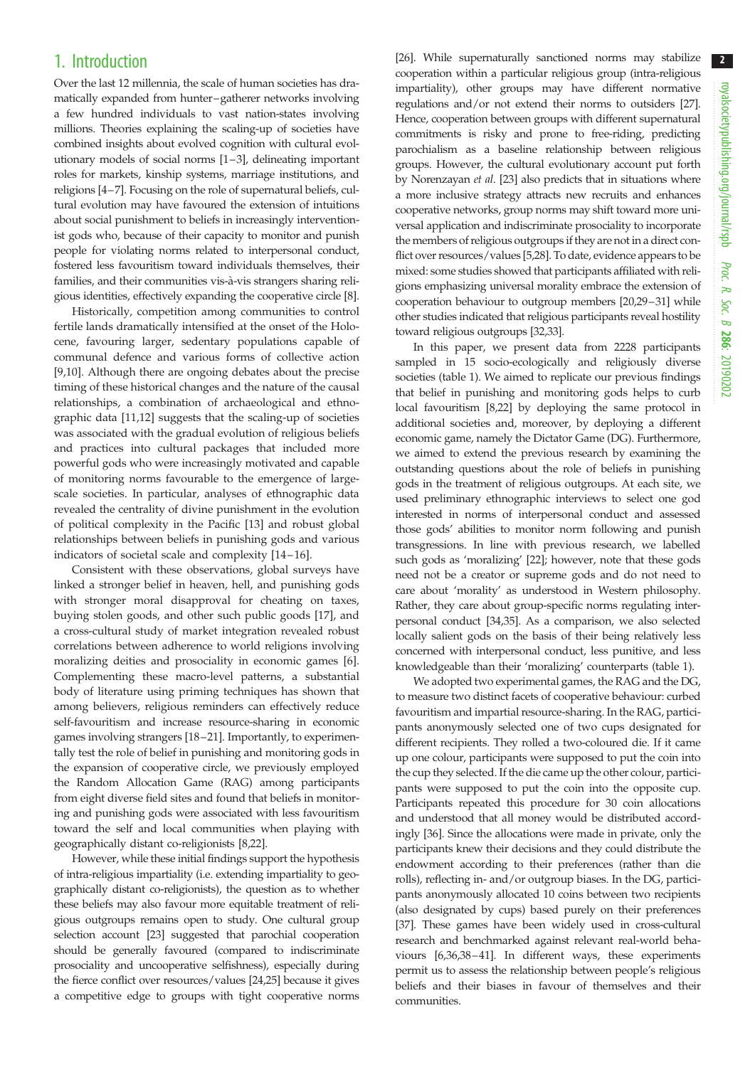## 1. Introduction

Over the last 12 millennia, the scale of human societies has dramatically expanded from hunter–gatherer networks involving a few hundred individuals to vast nation-states involving millions. Theories explaining the scaling-up of societies have combined insights about evolved cognition with cultural evolutionary models of social norms [1–3], delineating important roles for markets, kinship systems, marriage institutions, and religions [4–7]. Focusing on the role of supernatural beliefs, cultural evolution may have favoured the extension of intuitions about social punishment to beliefs in increasingly interventionist gods who, because of their capacity to monitor and punish people for violating norms related to interpersonal conduct, fostered less favouritism toward individuals themselves, their families, and their communities vis-à-vis strangers sharing religious identities, effectively expanding the cooperative circle [8].

Historically, competition among communities to control fertile lands dramatically intensified at the onset of the Holocene, favouring larger, sedentary populations capable of communal defence and various forms of collective action [9,10]. Although there are ongoing debates about the precise timing of these historical changes and the nature of the causal relationships, a combination of archaeological and ethnographic data [11,12] suggests that the scaling-up of societies was associated with the gradual evolution of religious beliefs and practices into cultural packages that included more powerful gods who were increasingly motivated and capable of monitoring norms favourable to the emergence of large-scale societies. In particular, analyses of ethnographic data revealed the centrality of divine punishment in the evolution of political complexity in the Pacific [13] and robust global relationships between beliefs in punishing gods and various indicators of societal scale and complexity [14–16].

Consistent with these observations, global surveys have linked a stronger belief in heaven, hell, and punishing gods with stronger moral disapproval for cheating on taxes, buying stolen goods, and other such public goods [17], and a cross-cultural study of market integration revealed robust correlations between adherence to world religions involving moralizing deities and prosociality in economic games [6]. Complementing these macro-level patterns, a substantial body of literature using priming techniques has shown that among believers, religious reminders can effectively reduce self-favouritism and increase resource-sharing in economic games involving strangers [18–21]. Importantly, to experimentally test the role of belief in punishing and monitoring gods in the expansion of cooperative circle, we previously employed the Random Allocation Game (RAG) among participants from eight diverse field sites and found that beliefs in monitoring and punishing gods were associated with less favouritism toward the self and local communities when playing with geographically distant co-religionists [8,22].

However, while these initial findings support the hypothesis of intra-religious impartiality (i.e. extending impartiality to geographically distant co-religionists), the question as to whether these beliefs may also favour more equitable treatment of religious outgroups remains open to study. One cultural group selection account [23] suggested that parochial cooperation should be generally favoured (compared to indiscriminate prosociality and uncooperative selfishness), especially during the fierce conflict over resources/values [24,25] because it gives a competitive edge to groups with tight cooperative norms [26]. While supernaturally sanctioned norms may stabilize cooperation within a particular religious group (intra-religious impartiality), other groups may have different normative regulations and/or not extend their norms to outsiders [27]. Hence, cooperation between groups with different supernatural commitments is risky and prone to free-riding, predicting parochialism as a baseline relationship between religious groups. However, the cultural evolutionary account put forth by Norenzayan *et al*. [23] also predicts that in situations where a more inclusive strategy attracts new recruits and enhances cooperative networks, group norms may shift toward more universal application and indiscriminate prosociality to incorporate the members of religious outgroups if they are not in a direct conflict over resources/values [5,28]. To date, evidence appears to be mixed: some studies showed that participants affiliated with religions emphasizing universal morality embrace the extension of cooperation behaviour to outgroup members [20,29–31] while other studies indicated that religious participants reveal hostility toward religious outgroups [32,33].

In this paper, we present data from 2228 participants sampled in 15 socio-ecologically and religiously diverse societies (table 1). We aimed to replicate our previous findings that belief in punishing and monitoring gods helps to curb local favouritism [8,22] by deploying the same protocol in additional societies and, moreover, by deploying a different economic game, namely the Dictator Game (DG). Furthermore, we aimed to extend the previous research by examining the outstanding questions about the role of beliefs in punishing gods in the treatment of religious outgroups. At each site, we used preliminary ethnographic interviews to select one god interested in norms of interpersonal conduct and assessed those gods' abilities to monitor norm following and punish transgressions. In line with previous research, we labelled such gods as 'moralizing' [22]; however, note that these gods need not be a creator or supreme gods and do not need to care about 'morality' as understood in Western philosophy. Rather, they care about group-specific norms regulating interpersonal conduct [34,35]. As a comparison, we also selected locally salient gods on the basis of their being relatively less concerned with interpersonal conduct, less punitive, and less knowledgeable than their 'moralizing' counterparts (table 1).

We adopted two experimental games, the RAG and the DG, to measure two distinct facets of cooperative behaviour: curbed favouritism and impartial resource-sharing. In the RAG, participants anonymously selected one of two cups designated for different recipients. They rolled a two-coloured die. If it came up one colour, participants were supposed to put the coin into the cup they selected. If the die came up the other colour, participants were supposed to put the coin into the opposite cup. Participants repeated this procedure for 30 coin allocations and understood that all money would be distributed accordingly [36]. Since the allocations were made in private, only the participants knew their decisions and they could distribute the endowment according to their preferences (rather than die rolls), reflecting in- and/or outgroup biases. In the DG, participants anonymously allocated 10 coins between two recipients (also designated by cups) based purely on their preferences [37]. These games have been widely used in cross-cultural research and benchmarked against relevant real-world behaviours [6,36,38–41]. In different ways, these experiments permit us to assess the relationship between people's religious beliefs and their biases in favour of themselves and their communities.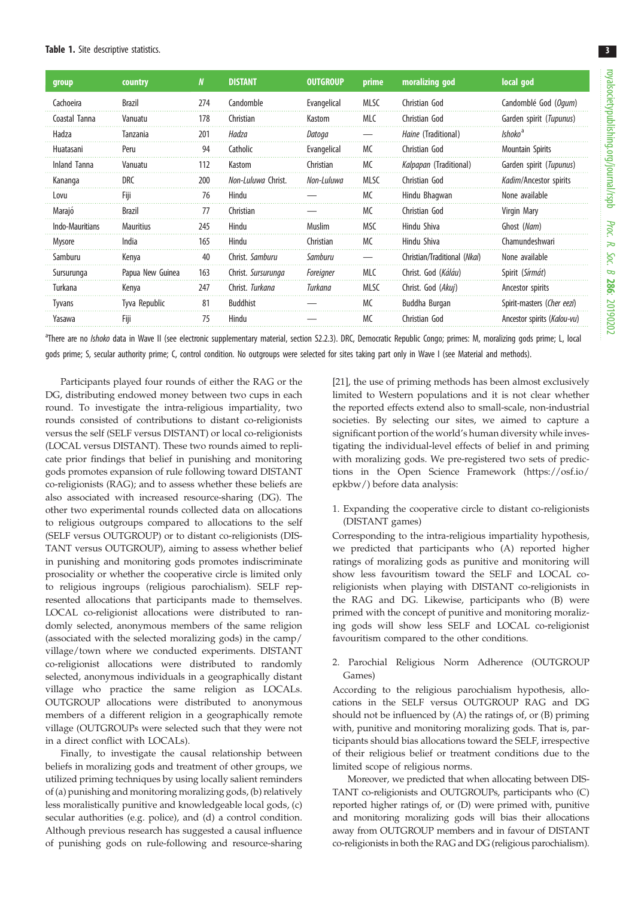**Table 1.** Site descriptive statistics.

| group | country | *N* | DISTANT | OUTGROUP | prime | moralizing god | local god |
|---|---|---|---|---|---|---|---|
| Cachoeira | Brazil | 274 | Candomble | Evangelical | MLSC | Christian God | Candomblé God (*Ogum*) |
| Coastal Tanna | Vanuatu | 178 | Christian | Kastom | MLC | Christian God | Garden spirit (*Tupunus*) |
| Hadza | Tanzania | 201 | *Hadza* | *Datoga* | — | *Haine* (Traditional) | *Ishoko*[a] |
| Huatasani | Peru | 94 | Catholic | Evangelical | MC | Christian God | Mountain Spirits |
| Inland Tanna | Vanuatu | 112 | Kastom | Christian | MC | *Kalpapan* (Traditional) | Garden spirit (*Tupunus*) |
| Kananga | DRC | 200 | *Non-Luluwa* Christ. | *Non-Luluwa* | MLSC | Christian God | *Kadim*/Ancestor spirits |
| Lovu | Fiji | 76 | Hindu | — | MC | Hindu Bhagwan | None available |
| Marajó | Brazil | 77 | Christian | — | MC | Christian God | Virgin Mary |
| Indo-Mauritians | Mauritius | 245 | Hindu | Muslim | MSC | Hindu Shiva | Ghost (*Nam*) |
| Mysore | India | 165 | Hindu | Christian | MC | Hindu Shiva | Chamundeshwari |
| Samburu | Kenya | 40 | Christ. *Samburu* | *Samburu* | — | Christian/Traditional (*Nkai*) | None available |
| Sursurunga | Papua New Guinea | 163 | Christ. *Sursurunga* | *Foreigner* | MLC | Christ. God (*Káláu*) | Spirit (*Sirmát*) |
| Turkana | Kenya | 247 | Christ. *Turkana* | *Turkana* | MLSC | Christ. God (*Akuj*) | Ancestor spirits |
| Tyvans | Tyva Republic | 81 | Buddhist | — | MC | Buddha Burgan | Spirit-masters (*Cher eezi*) |
| Yasawa | Fiji | 75 | Hindu | — | MC | Christian God | Ancestor spirits (*Kalou-vu*) |

[a]There are no *Ishoko* data in Wave II (see electronic supplementary material, section S2.2.3). DRC, Democratic Republic Congo; primes: M, moralizing gods prime; L, local gods prime; S, secular authority prime; C, control condition. No outgroups were selected for sites taking part only in Wave I (see Material and methods).

Participants played four rounds of either the RAG or the DG, distributing endowed money between two cups in each round. To investigate the intra-religious impartiality, two rounds consisted of contributions to distant co-religionists versus the self (SELF versus DISTANT) or local co-religionists (LOCAL versus DISTANT). These two rounds aimed to replicate prior findings that belief in punishing and monitoring gods promotes expansion of rule following toward DISTANT co-religionists (RAG); and to assess whether these beliefs are also associated with increased resource-sharing (DG). The other two experimental rounds collected data on allocations to religious outgroups compared to allocations to the self (SELF versus OUTGROUP) or to distant co-religionists (DISTANT versus OUTGROUP), aiming to assess whether belief in punishing and monitoring gods promotes indiscriminate prosociality or whether the cooperative circle is limited only to religious ingroups (religious parochialism). SELF represented allocations that participants made to themselves. LOCAL co-religionist allocations were distributed to randomly selected, anonymous members of the same religion (associated with the selected moralizing gods) in the camp/village/town where we conducted experiments. DISTANT co-religionist allocations were distributed to randomly selected, anonymous individuals in a geographically distant village who practice the same religion as LOCALs. OUTGROUP allocations were distributed to anonymous members of a different religion in a geographically remote village (OUTGROUPs were selected such that they were not in a direct conflict with LOCALs).

Finally, to investigate the causal relationship between beliefs in moralizing gods and treatment of other groups, we utilized priming techniques by using locally salient reminders of (a) punishing and monitoring moralizing gods, (b) relatively less moralistically punitive and knowledgeable local gods, (c) secular authorities (e.g. police), and (d) a control condition. Although previous research has suggested a causal influence of punishing gods on rule-following and resource-sharing [21], the use of priming methods has been almost exclusively limited to Western populations and it is not clear whether the reported effects extend also to small-scale, non-industrial societies. By selecting our sites, we aimed to capture a significant portion of the world's human diversity while investigating the individual-level effects of belief in and priming with moralizing gods. We pre-registered two sets of predictions in the Open Science Framework (https://osf.io/epkbw/) before data analysis:

1. Expanding the cooperative circle to distant co-religionists (DISTANT games)

Corresponding to the intra-religious impartiality hypothesis, we predicted that participants who (A) reported higher ratings of moralizing gods as punitive and monitoring will show less favouritism toward the SELF and LOCAL co-religionists when playing with DISTANT co-religionists in the RAG and DG. Likewise, participants who (B) were primed with the concept of punitive and monitoring moralizing gods will show less SELF and LOCAL co-religionist favouritism compared to the other conditions.

2. Parochial Religious Norm Adherence (OUTGROUP Games)

According to the religious parochialism hypothesis, allocations in the SELF versus OUTGROUP RAG and DG should not be influenced by (A) the ratings of, or (B) priming with, punitive and monitoring moralizing gods. That is, participants should bias allocations toward the SELF, irrespective of their religious belief or treatment conditions due to the limited scope of religious norms.

Moreover, we predicted that when allocating between DISTANT co-religionists and OUTGROUPs, participants who (C) reported higher ratings of, or (D) were primed with, punitive and monitoring moralizing gods will bias their allocations away from OUTGROUP members and in favour of DISTANT co-religionists in both the RAG and DG (religious parochialism).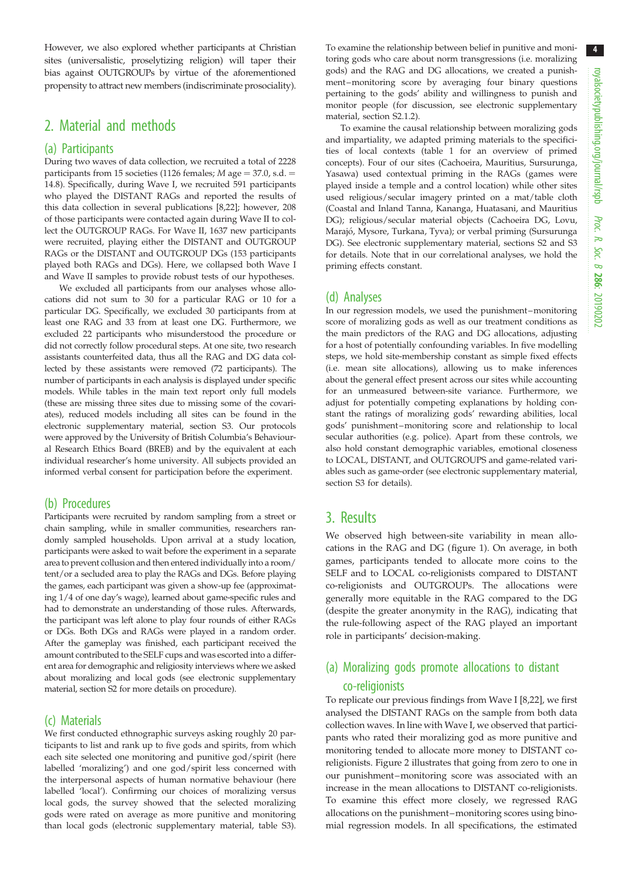However, we also explored whether participants at Christian sites (universalistic, proselytizing religion) will taper their bias against OUTGROUPs by virtue of the aforementioned propensity to attract new members (indiscriminate prosociality).

## 2. Material and methods

### (a) Participants

During two waves of data collection, we recruited a total of 2228 participants from 15 societies (1126 females; $M$ age = 37.0, s.d. = 14.8). Specifically, during Wave I, we recruited 591 participants who played the DISTANT RAGs and reported the results of this data collection in several publications [8,22]; however, 208 of those participants were contacted again during Wave II to collect the OUTGROUP RAGs. For Wave II, 1637 new participants were recruited, playing either the DISTANT and OUTGROUP RAGs or the DISTANT and OUTGROUP DGs (153 participants played both RAGs and DGs). Here, we collapsed both Wave I and Wave II samples to provide robust tests of our hypotheses.

We excluded all participants from our analyses whose allocations did not sum to 30 for a particular RAG or 10 for a particular DG. Specifically, we excluded 30 participants from at least one RAG and 33 from at least one DG. Furthermore, we excluded 22 participants who misunderstood the procedure or did not correctly follow procedural steps. At one site, two research assistants counterfeited data, thus all the RAG and DG data collected by these assistants were removed (72 participants). The number of participants in each analysis is displayed under specific models. While tables in the main text report only full models (these are missing three sites due to missing some of the covariates), reduced models including all sites can be found in the electronic supplementary material, section S3. Our protocols were approved by the University of British Columbia's Behavioural Research Ethics Board (BREB) and by the equivalent at each individual researcher's home university. All subjects provided an informed verbal consent for participation before the experiment.

### (b) Procedures

Participants were recruited by random sampling from a street or chain sampling, while in smaller communities, researchers randomly sampled households. Upon arrival at a study location, participants were asked to wait before the experiment in a separate area to prevent collusion and then entered individually into a room/tent/or a secluded area to play the RAGs and DGs. Before playing the games, each participant was given a show-up fee (approximating 1/4 of one day's wage), learned about game-specific rules and had to demonstrate an understanding of those rules. Afterwards, the participant was left alone to play four rounds of either RAGs or DGs. Both DGs and RAGs were played in a random order. After the gameplay was finished, each participant received the amount contributed to the SELF cups and was escorted into a different area for demographic and religiosity interviews where we asked about moralizing and local gods (see electronic supplementary material, section S2 for more details on procedure).

### (c) Materials

We first conducted ethnographic surveys asking roughly 20 participants to list and rank up to five gods and spirits, from which each site selected one monitoring and punitive god/spirit (here labelled 'moralizing') and one god/spirit less concerned with the interpersonal aspects of human normative behaviour (here labelled 'local'). Confirming our choices of moralizing versus local gods, the survey showed that the selected moralizing gods were rated on average as more punitive and monitoring than local gods (electronic supplementary material, table S3). To examine the relationship between belief in punitive and monitoring gods who care about norm transgressions (i.e. moralizing gods) and the RAG and DG allocations, we created a punishment–monitoring score by averaging four binary questions pertaining to the gods' ability and willingness to punish and monitor people (for discussion, see electronic supplementary material, section S2.1.2).

To examine the causal relationship between moralizing gods and impartiality, we adapted priming materials to the specificities of local contexts (table 1 for an overview of primed concepts). Four of our sites (Cachoeira, Mauritius, Sursurunga, Yasawa) used contextual priming in the RAGs (games were played inside a temple and a control location) while other sites used religious/secular imagery printed on a mat/table cloth (Coastal and Inland Tanna, Kananga, Huatasani, and Mauritius DG); religious/secular material objects (Cachoeira DG, Lovu, Marajó, Mysore, Turkana, Tyva); or verbal priming (Sursurunga DG). See electronic supplementary material, sections S2 and S3 for details. Note that in our correlational analyses, we hold the priming effects constant.

### (d) Analyses

In our regression models, we used the punishment–monitoring score of moralizing gods as well as our treatment conditions as the main predictors of the RAG and DG allocations, adjusting for a host of potentially confounding variables. In five modelling steps, we hold site-membership constant as simple fixed effects (i.e. mean site allocations), allowing us to make inferences about the general effect present across our sites while accounting for an unmeasured between-site variance. Furthermore, we adjust for potentially competing explanations by holding constant the ratings of moralizing gods' rewarding abilities, local gods' punishment–monitoring score and relationship to local secular authorities (e.g. police). Apart from these controls, we also hold constant demographic variables, emotional closeness to LOCAL, DISTANT, and OUTGROUPS and game-related variables such as game-order (see electronic supplementary material, section S3 for details).

## 3. Results

We observed high between-site variability in mean allocations in the RAG and DG (figure 1). On average, in both games, participants tended to allocate more coins to the SELF and to LOCAL co-religionists compared to DISTANT co-religionists and OUTGROUPs. The allocations were generally more equitable in the RAG compared to the DG (despite the greater anonymity in the RAG), indicating that the rule-following aspect of the RAG played an important role in participants' decision-making.

### (a) Moralizing gods promote allocations to distant co-religionists

To replicate our previous findings from Wave I [8,22], we first analysed the DISTANT RAGs on the sample from both data collection waves. In line with Wave I, we observed that participants who rated their moralizing god as more punitive and monitoring tended to allocate more money to DISTANT co-religionists. Figure 2 illustrates that going from zero to one in our punishment–monitoring score was associated with an increase in the mean allocations to DISTANT co-religionists. To examine this effect more closely, we regressed RAG allocations on the punishment–monitoring scores using binomial regression models. In all specifications, the estimated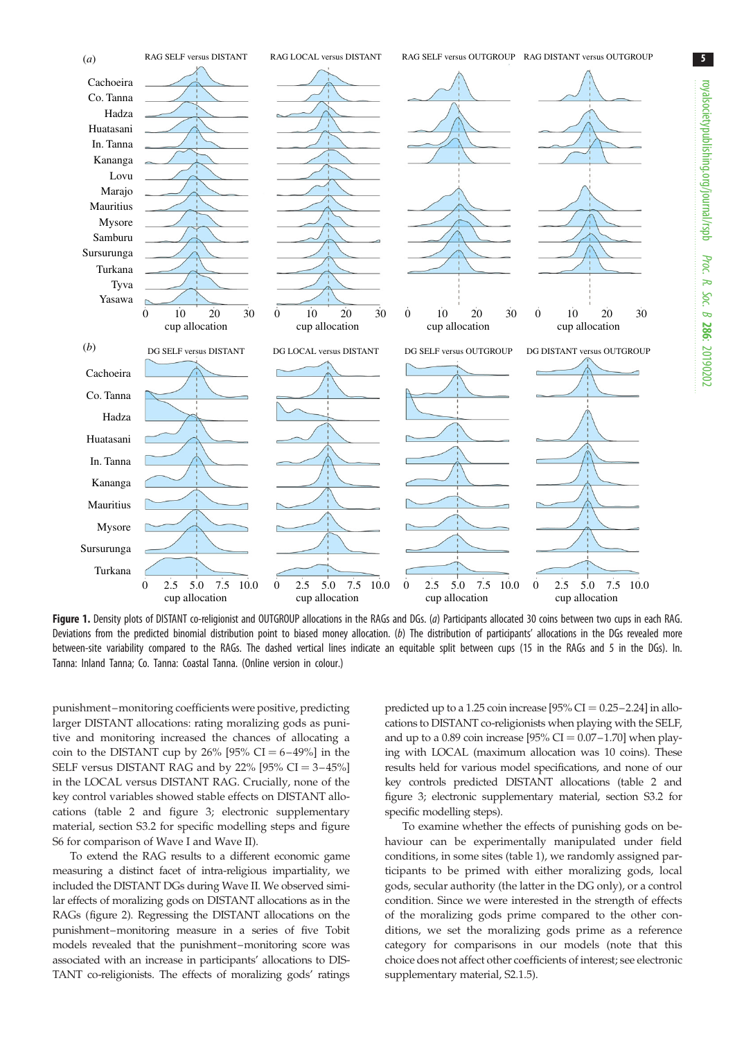**Figure 1.** Density plots of DISTANT co-religionist and OUTGROUP allocations in the RAGs and DGs. (*a*) Participants allocated 30 coins between two cups in each RAG. Deviations from the predicted binomial distribution point to biased money allocation. (*b*) The distribution of participants' allocations in the DGs revealed more between-site variability compared to the RAGs. The dashed vertical lines indicate an equitable split between cups (15 in the RAGs and 5 in the DGs). In. Tanna: Inland Tanna; Co. Tanna: Coastal Tanna. (Online version in colour.)

punishment–monitoring coefficients were positive, predicting larger DISTANT allocations: rating moralizing gods as punitive and monitoring increased the chances of allocating a coin to the DISTANT cup by 26% [95% CI = 6–49%] in the SELF versus DISTANT RAG and by 22% [95% CI = 3–45%] in the LOCAL versus DISTANT RAG. Crucially, none of the key control variables showed stable effects on DISTANT allocations (table 2 and figure 3; electronic supplementary material, section S3.2 for specific modelling steps and figure S6 for comparison of Wave I and Wave II).

To extend the RAG results to a different economic game measuring a distinct facet of intra-religious impartiality, we included the DISTANT DGs during Wave II. We observed similar effects of moralizing gods on DISTANT allocations as in the RAGs (figure 2). Regressing the DISTANT allocations on the punishment–monitoring measure in a series of five Tobit models revealed that the punishment–monitoring score was associated with an increase in participants' allocations to DISTANT co-religionists. The effects of moralizing gods' ratings predicted up to a 1.25 coin increase [95% CI = 0.25–2.24] in allocations to DISTANT co-religionists when playing with the SELF, and up to a 0.89 coin increase [95% CI = 0.07–1.70] when playing with LOCAL (maximum allocation was 10 coins). These results held for various model specifications, and none of our key controls predicted DISTANT allocations (table 2 and figure 3; electronic supplementary material, section S3.2 for specific modelling steps).

To examine whether the effects of punishing gods on behaviour can be experimentally manipulated under field conditions, in some sites (table 1), we randomly assigned participants to be primed with either moralizing gods, local gods, secular authority (the latter in the DG only), or a control condition. Since we were interested in the strength of effects of the moralizing gods prime compared to the other conditions, we set the moralizing gods prime as a reference category for comparisons in our models (note that this choice does not affect other coefficients of interest; see electronic supplementary material, S2.1.5).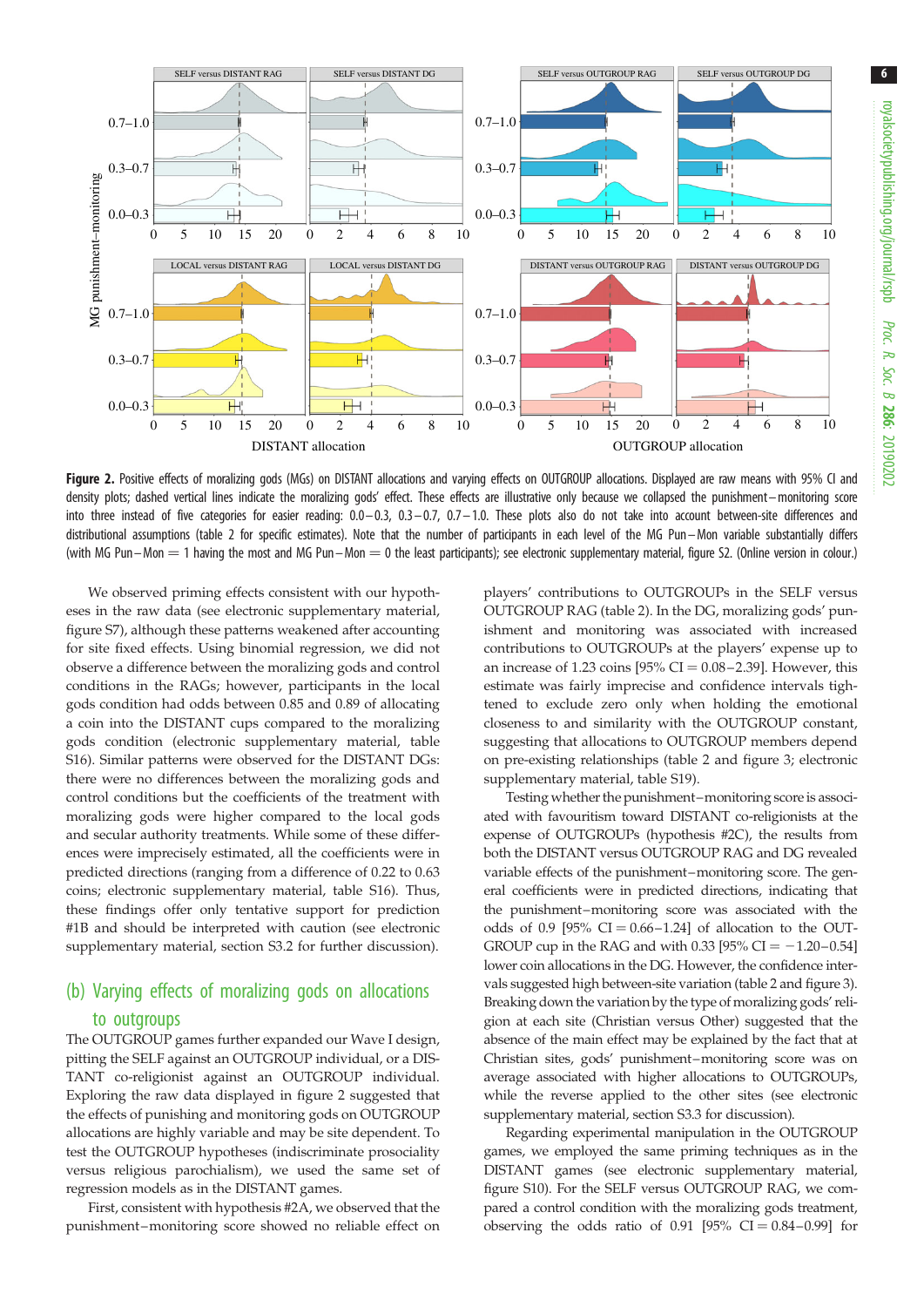**Figure 2.** Positive effects of moralizing gods (MGs) on DISTANT allocations and varying effects on OUTGROUP allocations. Displayed are raw means with 95% CI and density plots; dashed vertical lines indicate the moralizing gods' effect. These effects are illustrative only because we collapsed the punishment–monitoring score into three instead of five categories for easier reading: 0.0–0.3, 0.3–0.7, 0.7–1.0. These plots also do not take into account between-site differences and distributional assumptions (table 2 for specific estimates). Note that the number of participants in each level of the MG Pun–Mon variable substantially differs (with MG Pun–Mon = 1 having the most and MG Pun–Mon = 0 the least participants); see electronic supplementary material, figure S2. (Online version in colour.)

We observed priming effects consistent with our hypotheses in the raw data (see electronic supplementary material, figure S7), although these patterns weakened after accounting for site fixed effects. Using binomial regression, we did not observe a difference between the moralizing gods and control conditions in the RAGs; however, participants in the local gods condition had odds between 0.85 and 0.89 of allocating a coin into the DISTANT cups compared to the moralizing gods condition (electronic supplementary material, table S16). Similar patterns were observed for the DISTANT DGs: there were no differences between the moralizing gods and control conditions but the coefficients of the treatment with moralizing gods were higher compared to the local gods and secular authority treatments. While some of these differences were imprecisely estimated, all the coefficients were in predicted directions (ranging from a difference of 0.22 to 0.63 coins; electronic supplementary material, table S16). Thus, these findings offer only tentative support for prediction #1B and should be interpreted with caution (see electronic supplementary material, section S3.2 for further discussion).

## (b) Varying effects of moralizing gods on allocations to outgroups

The OUTGROUP games further expanded our Wave I design, pitting the SELF against an OUTGROUP individual, or a DISTANT co-religionist against an OUTGROUP individual. Exploring the raw data displayed in figure 2 suggested that the effects of punishing and monitoring gods on OUTGROUP allocations are highly variable and may be site dependent. To test the OUTGROUP hypotheses (indiscriminate prosociality versus religious parochialism), we used the same set of regression models as in the DISTANT games.

First, consistent with hypothesis #2A, we observed that the punishment–monitoring score showed no reliable effect on players' contributions to OUTGROUPs in the SELF versus OUTGROUP RAG (table 2). In the DG, moralizing gods' punishment and monitoring was associated with increased contributions to OUTGROUPs at the players' expense up to an increase of 1.23 coins [95% CI = 0.08–2.39]. However, this estimate was fairly imprecise and confidence intervals tightened to exclude zero only when holding the emotional closeness to and similarity with the OUTGROUP constant, suggesting that allocations to OUTGROUP members depend on pre-existing relationships (table 2 and figure 3; electronic supplementary material, table S19).

Testing whether the punishment–monitoring score is associated with favouritism toward DISTANT co-religionists at the expense of OUTGROUPs (hypothesis #2C), the results from both the DISTANT versus OUTGROUP RAG and DG revealed variable effects of the punishment–monitoring score. The general coefficients were in predicted directions, indicating that the punishment–monitoring score was associated with the odds of 0.9 [95% CI = 0.66–1.24] of allocation to the OUTGROUP cup in the RAG and with 0.33 [95% CI = −1.20–0.54] lower coin allocations in the DG. However, the confidence intervals suggested high between-site variation (table 2 and figure 3). Breaking down the variation by the type of moralizing gods' religion at each site (Christian versus Other) suggested that the absence of the main effect may be explained by the fact that at Christian sites, gods' punishment–monitoring score was on average associated with higher allocations to OUTGROUPs, while the reverse applied to the other sites (see electronic supplementary material, section S3.3 for discussion).

Regarding experimental manipulation in the OUTGROUP games, we employed the same priming techniques as in the DISTANT games (see electronic supplementary material, figure S10). For the SELF versus OUTGROUP RAG, we compared a control condition with the moralizing gods treatment, observing the odds ratio of 0.91 [95% CI = 0.84–0.99] for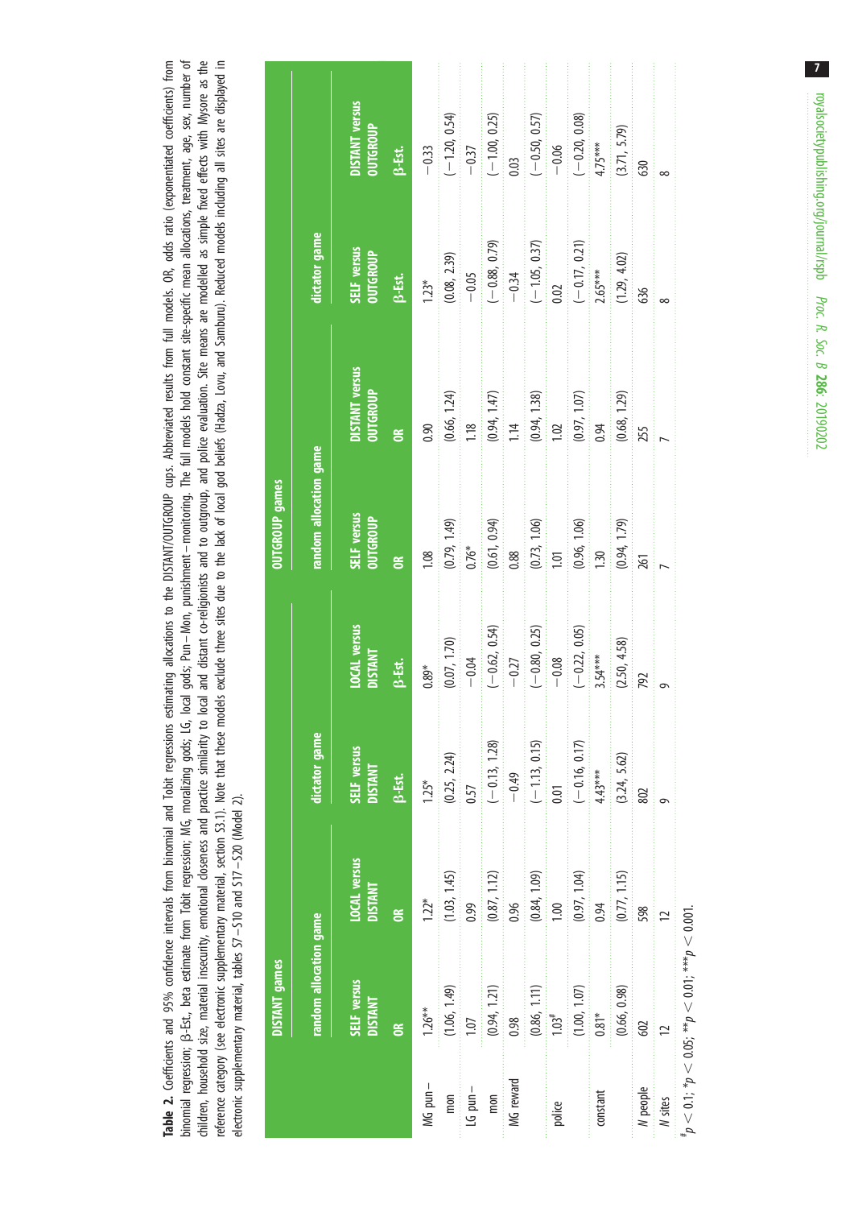**Table 2.** Coefficients and 95% confidence intervals from binomial and Tobit regressions estimating allocations to the DISTANT/OUTGROUP cups. Abbreviated results from full models. OR, odds ratio (exponentiated coefficients) from binomial regression; β-Est., beta estimate from Tobit regression; MG, moralizing gods; LG, local gods; Pun–Mon, punishment–monitoring. The full models hold constant site-specific mean allocations, treatment, age, sex, number of children, household size, material insecurity, emotional closeness and practice similarity to local and distant co-religionists and to outgroup, and police evaluation. Site means are modelled as simple fixed effects with Mysore as the reference category (see electronic supplementary material, section S3.1). Note that these models exclude three sites due to the lack of local god beliefs (Hadza, Lovu, and Samburu). Reduced models including all sites are displayed in electronic supplementary material, tables S7–S10 and S17–S20 (Model 2).

| | DISTANT games | | | | OUTGROUP games | | | |
|---|---|---|---|---|---|---|---|---|
| | random allocation game | | dictator game | | random allocation game | | dictator game | |
| | SELF versus DISTANT | LOCAL versus DISTANT | SELF versus DISTANT | LOCAL versus DISTANT | SELF versus OUTGROUP | DISTANT versus OUTGROUP | SELF versus OUTGROUP | DISTANT versus OUTGROUP |
| | OR | OR | β-Est. | β-Est. | OR | OR | β-Est. | β-Est. |
| MG pun–mon | 1.26** | 1.22* | 1.25* | 0.89* | 1.08 | 0.90 | 1.23* | −0.33 |
| | (1.06, 1.49) | (1.03, 1.45) | (0.25, 2.24) | (0.07, 1.70) | (0.79, 1.49) | (0.66, 1.24) | (0.08, 2.39) | (−1.20, 0.54) |
| LG pun–mon | 1.07 | 0.99 | 0.57 | −0.04 | 0.76* | 1.18 | −0.05 | −0.37 |
| | (0.94, 1.21) | (0.87, 1.12) | (−0.13, 1.28) | (−0.62, 0.54) | (0.61, 0.94) | (0.94, 1.47) | (−0.88, 0.79) | (−1.00, 0.25) |
| MG reward | 0.98 | 0.96 | −0.49 | −0.27 | 0.88 | 1.14 | −0.34 | 0.03 |
| | (0.86, 1.11) | (0.84, 1.09) | (−1.13, 0.15) | (−0.80, 0.25) | (0.73, 1.06) | (0.94, 1.38) | (−1.05, 0.37) | (−0.50, 0.57) |
| police | 1.03# | 1.00 | 0.01 | −0.08 | 1.01 | 1.02 | 0.02 | −0.06 |
| | (1.00, 1.07) | (0.97, 1.04) | (−0.16, 0.17) | (−0.22, 0.05) | (0.96, 1.06) | (0.97, 1.07) | (−0.17, 0.21) | (−0.20, 0.08) |
| constant | 0.81* | 0.94 | 4.43*** | 3.54*** | 1.30 | 0.94 | 2.65*** | 4.75*** |
| | (0.66, 0.98) | (0.77, 1.15) | (3.24, 5.62) | (2.50, 4.58) | (0.94, 1.79) | (0.68, 1.29) | (1.29, 4.02) | (3.71, 5.79) |
| *N* people | 602 | 598 | 802 | 792 | 261 | 255 | 636 | 630 |
| *N* sites | 12 | 12 | 9 | 9 | 7 | 7 | 8 | 8 |

#$p < 0.1$; *$p < 0.05$; **$p < 0.01$; ***$p < 0.001$.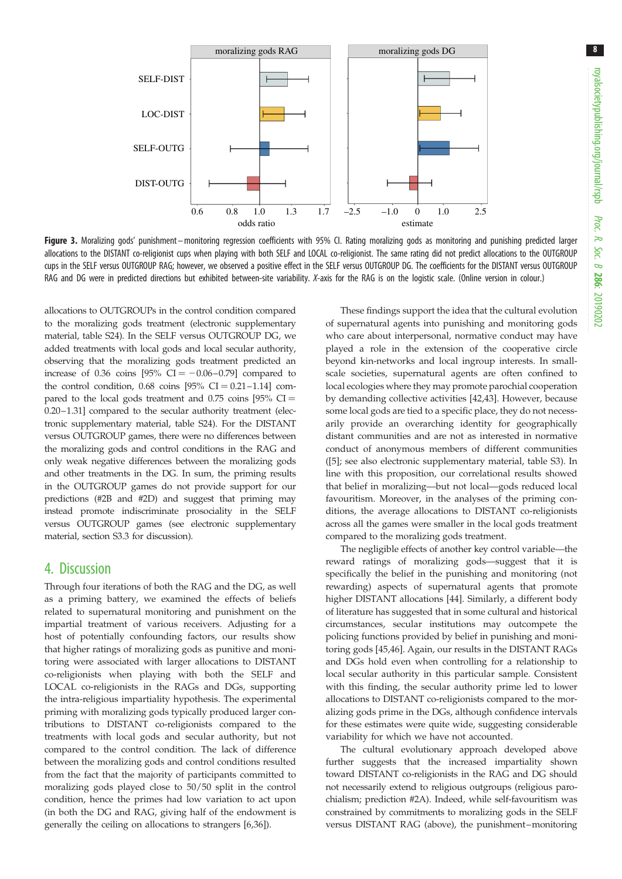Figure 3. Moralizing gods' punishment–monitoring regression coefficients with 95% CI. Rating moralizing gods as monitoring and punishing predicted larger allocations to the DISTANT co-religionist cups when playing with both SELF and LOCAL co-religionist. The same rating did not predict allocations to the OUTGROUP cups in the SELF versus OUTGROUP RAG; however, we observed a positive effect in the SELF versus OUTGROUP DG. The coefficients for the DISTANT versus OUTGROUP RAG and DG were in predicted directions but exhibited between-site variability. *X*-axis for the RAG is on the logistic scale. (Online version in colour.)

allocations to OUTGROUPs in the control condition compared to the moralizing gods treatment (electronic supplementary material, table S24). In the SELF versus OUTGROUP DG, we added treatments with local gods and local secular authority, observing that the moralizing gods treatment predicted an increase of 0.36 coins [95% CI = −0.06–0.79] compared to the control condition, 0.68 coins [95% CI = 0.21–1.14] compared to the local gods treatment and 0.75 coins [95% CI = 0.20–1.31] compared to the secular authority treatment (electronic supplementary material, table S24). For the DISTANT versus OUTGROUP games, there were no differences between the moralizing gods and control conditions in the RAG and only weak negative differences between the moralizing gods and other treatments in the DG. In sum, the priming results in the OUTGROUP games do not provide support for our predictions (#2B and #2D) and suggest that priming may instead promote indiscriminate prosociality in the SELF versus OUTGROUP games (see electronic supplementary material, section S3.3 for discussion).

## 4. Discussion

Through four iterations of both the RAG and the DG, as well as a priming battery, we examined the effects of beliefs related to supernatural monitoring and punishment on the impartial treatment of various receivers. Adjusting for a host of potentially confounding factors, our results show that higher ratings of moralizing gods as punitive and monitoring were associated with larger allocations to DISTANT co-religionists when playing with both the SELF and LOCAL co-religionists in the RAGs and DGs, supporting the intra-religious impartiality hypothesis. The experimental priming with moralizing gods typically produced larger contributions to DISTANT co-religionists compared to the treatments with local gods and secular authority, but not compared to the control condition. The lack of difference between the moralizing gods and control conditions resulted from the fact that the majority of participants committed to moralizing gods played close to 50/50 split in the control condition, hence the primes had low variation to act upon (in both the DG and RAG, giving half of the endowment is generally the ceiling on allocations to strangers [6,36]).

These findings support the idea that the cultural evolution of supernatural agents into punishing and monitoring gods who care about interpersonal, normative conduct may have played a role in the extension of the cooperative circle beyond kin-networks and local ingroup interests. In small-scale societies, supernatural agents are often confined to local ecologies where they may promote parochial cooperation by demanding collective activities [42,43]. However, because some local gods are tied to a specific place, they do not necessarily provide an overarching identity for geographically distant communities and are not as interested in normative conduct of anonymous members of different communities ([5]; see also electronic supplementary material, table S3). In line with this proposition, our correlational results showed that belief in moralizing—but not local—gods reduced local favouritism. Moreover, in the analyses of the priming conditions, the average allocations to DISTANT co-religionists across all the games were smaller in the local gods treatment compared to the moralizing gods treatment.

The negligible effects of another key control variable—the reward ratings of moralizing gods—suggest that it is specifically the belief in the punishing and monitoring (not rewarding) aspects of supernatural agents that promote higher DISTANT allocations [44]. Similarly, a different body of literature has suggested that in some cultural and historical circumstances, secular institutions may outcompete the policing functions provided by belief in punishing and monitoring gods [45,46]. Again, our results in the DISTANT RAGs and DGs hold even when controlling for a relationship to local secular authority in this particular sample. Consistent with this finding, the secular authority prime led to lower allocations to DISTANT co-religionists compared to the moralizing gods prime in the DGs, although confidence intervals for these estimates were quite wide, suggesting considerable variability for which we have not accounted.

The cultural evolutionary approach developed above further suggests that the increased impartiality shown toward DISTANT co-religionists in the RAG and DG should not necessarily extend to religious outgroups (religious parochialism; prediction #2A). Indeed, while self-favouritism was constrained by commitments to moralizing gods in the SELF versus DISTANT RAG (above), the punishment–monitoring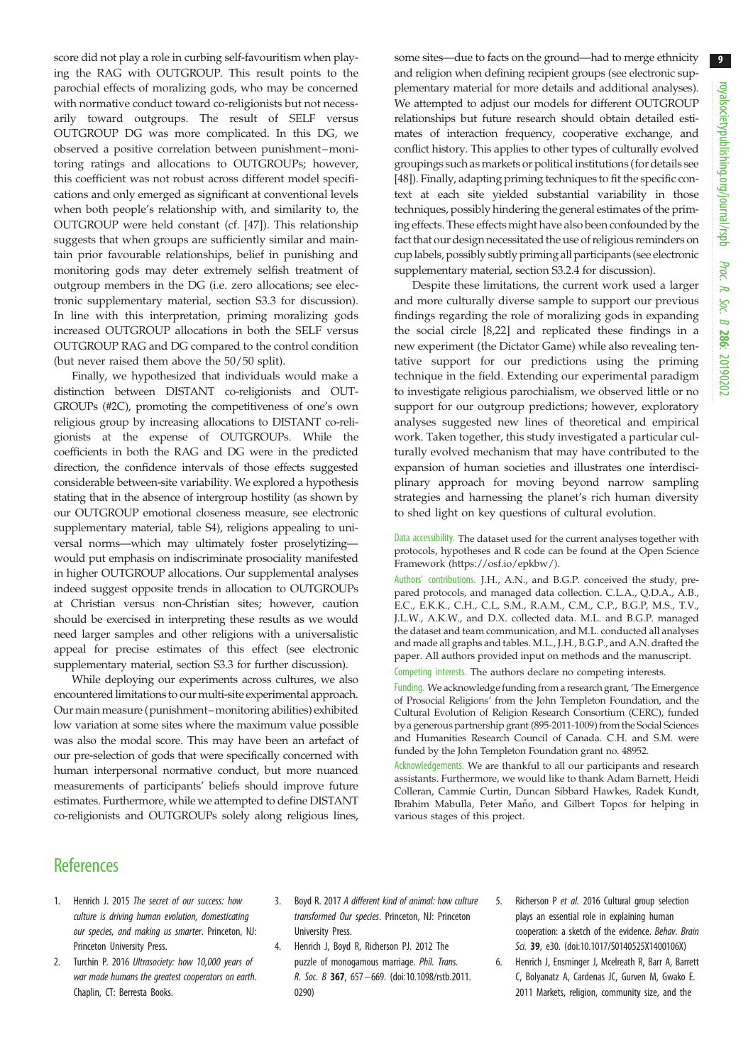score did not play a role in curbing self-favouritism when playing the RAG with OUTGROUP. This result points to the parochial effects of moralizing gods, who may be concerned with normative conduct toward co-religionists but not necessarily toward outgroups. The result of SELF versus OUTGROUP DG was more complicated. In this DG, we observed a positive correlation between punishment–monitoring ratings and allocations to OUTGROUPs; however, this coefficient was not robust across different model specifications and only emerged as significant at conventional levels when both people's relationship with, and similarity to, the OUTGROUP were held constant (cf. [47]). This relationship suggests that when groups are sufficiently similar and maintain prior favourable relationships, belief in punishing and monitoring gods may deter extremely selfish treatment of outgroup members in the DG (i.e. zero allocations; see electronic supplementary material, section S3.3 for discussion). In line with this interpretation, priming moralizing gods increased OUTGROUP allocations in both the SELF versus OUTGROUP RAG and DG compared to the control condition (but never raised them above the 50/50 split).

Finally, we hypothesized that individuals would make a distinction between DISTANT co-religionists and OUTGROUPs (#2C), promoting the competitiveness of one's own religious group by increasing allocations to DISTANT co-religionists at the expense of OUTGROUPs. While the coefficients in both the RAG and DG were in the predicted direction, the confidence intervals of those effects suggested considerable between-site variability. We explored a hypothesis stating that in the absence of intergroup hostility (as shown by our OUTGROUP emotional closeness measure, see electronic supplementary material, table S4), religions appealing to universal norms—which may ultimately foster proselytizing—would put emphasis on indiscriminate prosociality manifested in higher OUTGROUP allocations. Our supplemental analyses indeed suggest opposite trends in allocation to OUTGROUPs at Christian versus non-Christian sites; however, caution should be exercised in interpreting these results as we would need larger samples and other religions with a universalistic appeal for precise estimates of this effect (see electronic supplementary material, section S3.3 for further discussion).

While deploying our experiments across cultures, we also encountered limitations to our multi-site experimental approach. Our main measure (punishment–monitoring abilities) exhibited low variation at some sites where the maximum value possible was also the modal score. This may have been an artefact of our pre-selection of gods that were specifically concerned with human interpersonal normative conduct, but more nuanced measurements of participants' beliefs should improve future estimates. Furthermore, while we attempted to define DISTANT co-religionists and OUTGROUPs solely along religious lines, some sites—due to facts on the ground—had to merge ethnicity and religion when defining recipient groups (see electronic supplementary material for more details and additional analyses). We attempted to adjust our models for different OUTGROUP relationships but future research should obtain detailed estimates of interaction frequency, cooperative exchange, and conflict history. This applies to other types of culturally evolved groupings such as markets or political institutions (for details see [48]). Finally, adapting priming techniques to fit the specific context at each site yielded substantial variability in those techniques, possibly hindering the general estimates of the priming effects. These effects might have also been confounded by the fact that our design necessitated the use of religious reminders on cup labels, possibly subtly priming all participants (see electronic supplementary material, section S3.2.4 for discussion).

Despite these limitations, the current work used a larger and more culturally diverse sample to support our previous findings regarding the role of moralizing gods in expanding the social circle [8,22] and replicated these findings in a new experiment (the Dictator Game) while also revealing tentative support for our predictions using the priming technique in the field. Extending our experimental paradigm to investigate religious parochialism, we observed little or no support for our outgroup predictions; however, exploratory analyses suggested new lines of theoretical and empirical work. Taken together, this study investigated a particular culturally evolved mechanism that may have contributed to the expansion of human societies and illustrates one interdisciplinary approach for moving beyond narrow sampling strategies and harnessing the planet's rich human diversity to shed light on key questions of cultural evolution.

Data accessibility. The dataset used for the current analyses together with protocols, hypotheses and R code can be found at the Open Science Framework (https://osf.io/epkbw/).

Authors' contributions. J.H., A.N., and B.G.P. conceived the study, prepared protocols, and managed data collection. C.L.A., Q.D.A., A.B., E.C., E.K.K., C.H., C.L, S.M., R.A.M., C.M., C.P., B.G.P, M.S., T.V., J.L.W., A.K.W., and D.X. collected data. M.L. and B.G.P. managed the dataset and team communication, and M.L. conducted all analyses and made all graphs and tables. M.L., J.H., B.G.P., and A.N. drafted the paper. All authors provided input on methods and the manuscript.

Competing interests. The authors declare no competing interests.

Funding. We acknowledge funding from a research grant, 'The Emergence of Prosocial Religions' from the John Templeton Foundation, and the Cultural Evolution of Religion Research Consortium (CERC), funded by a generous partnership grant (895-2011-1009) from the Social Sciences and Humanities Research Council of Canada. C.H. and S.M. were funded by the John Templeton Foundation grant no. 48952.

Acknowledgements. We are thankful to all our participants and research assistants. Furthermore, we would like to thank Adam Barnett, Heidi Colleran, Cammie Curtin, Duncan Sibbard Hawkes, Radek Kundt, Ibrahim Mabulla, Peter Maňo, and Gilbert Topos for helping in various stages of this project.

# References

1. Henrich J. 2015 *The secret of our success: how culture is driving human evolution, domesticating our species, and making us smarter*. Princeton, NJ: Princeton University Press.
2. Turchin P. 2016 *Ultrasociety: how 10,000 years of war made humans the greatest cooperators on earth*. Chaplin, CT: Berresta Books.
3. Boyd R. 2017 *A different kind of animal: how culture transformed Our species*. Princeton, NJ: Princeton University Press.
4. Henrich J, Boyd R, Richerson PJ. 2012 The puzzle of monogamous marriage. *Phil. Trans. R. Soc. B* **367**, 657–669. (doi:10.1098/rstb.2011.0290)
5. Richerson P *et al.* 2016 Cultural group selection plays an essential role in explaining human cooperation: a sketch of the evidence. *Behav. Brain Sci.* **39**, e30. (doi:10.1017/S0140525X1400106X)
6. Henrich J, Ensminger J, Mcelreath R, Barr A, Barrett C, Bolyanatz A, Cardenas JC, Gurven M, Gwako E. 2011 Markets, religion, community size, and the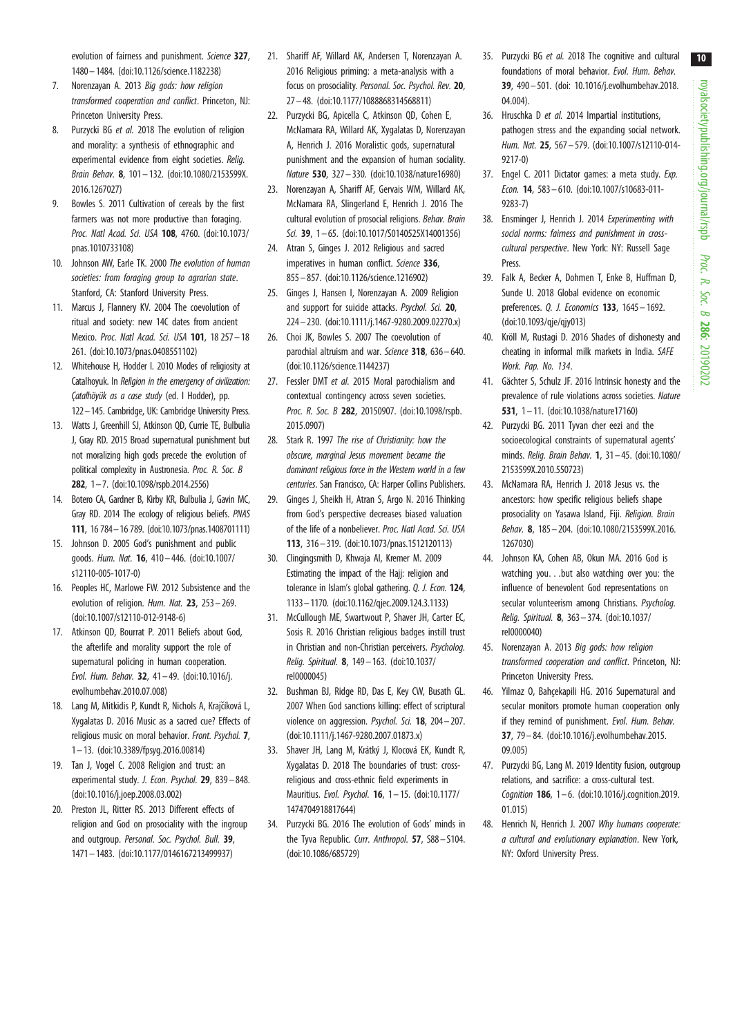evolution of fairness and punishment. *Science* **327**, 1480–1484. (doi:10.1126/science.1182238)

7. Norenzayan A. 2013 *Big gods: how religion transformed cooperation and conflict*. Princeton, NJ: Princeton University Press.
8. Purzycki BG *et al.* 2018 The evolution of religion and morality: a synthesis of ethnographic and experimental evidence from eight societies. *Relig. Brain Behav.* **8**, 101–132. (doi:10.1080/2153599X.2016.1267027)
9. Bowles S. 2011 Cultivation of cereals by the first farmers was not more productive than foraging. *Proc. Natl Acad. Sci. USA* **108**, 4760. (doi:10.1073/pnas.1010733108)
10. Johnson AW, Earle TK. 2000 *The evolution of human societies: from foraging group to agrarian state*. Stanford, CA: Stanford University Press.
11. Marcus J, Flannery KV. 2004 The coevolution of ritual and society: new 14C dates from ancient Mexico. *Proc. Natl Acad. Sci. USA* **101**, 18 257–18 261. (doi:10.1073/pnas.0408551102)
12. Whitehouse H, Hodder I. 2010 Modes of religiosity at Catalhoyuk. In *Religion in the emergency of civilization: Çatalhöyük as a case study* (ed. I Hodder), pp. 122–145. Cambridge, UK: Cambridge University Press.
13. Watts J, Greenhill SJ, Atkinson QD, Currie TE, Bulbulia J, Gray RD. 2015 Broad supernatural punishment but not moralizing high gods precede the evolution of political complexity in Austronesia. *Proc. R. Soc. B* **282**, 1–7. (doi:10.1098/rspb.2014.2556)
14. Botero CA, Gardner B, Kirby KR, Bulbulia J, Gavin MC, Gray RD. 2014 The ecology of religious beliefs. *PNAS* **111**, 16 784–16 789. (doi:10.1073/pnas.1408701111)
15. Johnson D. 2005 God's punishment and public goods. *Hum. Nat.* **16**, 410–446. (doi:10.1007/s12110-005-1017-0)
16. Peoples HC, Marlowe FW. 2012 Subsistence and the evolution of religion. *Hum. Nat.* **23**, 253–269. (doi:10.1007/s12110-012-9148-6)
17. Atkinson QD, Bourrat P. 2011 Beliefs about God, the afterlife and morality support the role of supernatural policing in human cooperation. *Evol. Hum. Behav.* **32**, 41–49. (doi:10.1016/j.evolhumbehav.2010.07.008)
18. Lang M, Mitkidis P, Kundt R, Nichols A, Krajčíková L, Xygalatas D. 2016 Music as a sacred cue? Effects of religious music on moral behavior. *Front. Psychol.* **7**, 1–13. (doi:10.3389/fpsyg.2016.00814)
19. Tan J, Vogel C. 2008 Religion and trust: an experimental study. *J. Econ. Psychol.* **29**, 839–848. (doi:10.1016/j.joep.2008.03.002)
20. Preston JL, Ritter RS. 2013 Different effects of religion and God on prosociality with the ingroup and outgroup. *Personal. Soc. Psychol. Bull.* **39**, 1471–1483. (doi:10.1177/0146167213499937)
21. Shariff AF, Willard AK, Andersen T, Norenzayan A. 2016 Religious priming: a meta-analysis with a focus on prosociality. *Personal. Soc. Psychol. Rev.* **20**, 27–48. (doi:10.1177/1088868314568811)
22. Purzycki BG, Apicella C, Atkinson QD, Cohen E, McNamara RA, Willard AK, Xygalatas D, Norenzayan A, Henrich J. 2016 Moralistic gods, supernatural punishment and the expansion of human sociality. *Nature* **530**, 327–330. (doi:10.1038/nature16980)
23. Norenzayan A, Shariff AF, Gervais WM, Willard AK, McNamara RA, Slingerland E, Henrich J. 2016 The cultural evolution of prosocial religions. *Behav. Brain Sci.* **39**, 1–65. (doi:10.1017/S0140525X14001356)
24. Atran S, Ginges J. 2012 Religious and sacred imperatives in human conflict. *Science* **336**, 855–857. (doi:10.1126/science.1216902)
25. Ginges J, Hansen I, Norenzayan A. 2009 Religion and support for suicide attacks. *Psychol. Sci.* **20**, 224–230. (doi:10.1111/j.1467-9280.2009.02270.x)
26. Choi JK, Bowles S. 2007 The coevolution of parochial altruism and war. *Science* **318**, 636–640. (doi:10.1126/science.1144237)
27. Fessler DMT *et al.* 2015 Moral parochialism and contextual contingency across seven societies. *Proc. R. Soc. B* **282**, 20150907. (doi:10.1098/rspb.2015.0907)
28. Stark R. 1997 *The rise of Christianity: how the obscure, marginal Jesus movement became the dominant religious force in the Western world in a few centuries*. San Francisco, CA: Harper Collins Publishers.
29. Ginges J, Sheikh H, Atran S, Argo N. 2016 Thinking from God's perspective decreases biased valuation of the life of a nonbeliever. *Proc. Natl Acad. Sci. USA* **113**, 316–319. (doi:10.1073/pnas.1512120113)
30. Clingingsmith D, Khwaja AI, Kremer M. 2009 Estimating the impact of the Hajj: religion and tolerance in Islam's global gathering. *Q. J. Econ.* **124**, 1133–1170. (doi:10.1162/qjec.2009.124.3.1133)
31. McCullough ME, Swartwout P, Shaver JH, Carter EC, Sosis R. 2016 Christian religious badges instill trust in Christian and non-Christian perceivers. *Psycholog. Relig. Spiritual.* **8**, 149–163. (doi:10.1037/rel0000045)
32. Bushman BJ, Ridge RD, Das E, Key CW, Busath GL. 2007 When God sanctions killing: effect of scriptural violence on aggression. *Psychol. Sci.* **18**, 204–207. (doi:10.1111/j.1467-9280.2007.01873.x)
33. Shaver JH, Lang M, Krátký J, Klocová EK, Kundt R, Xygalatas D. 2018 The boundaries of trust: cross-religious and cross-ethnic field experiments in Mauritius. *Evol. Psychol.* **16**, 1–15. (doi:10.1177/1474704918817644)
34. Purzycki BG. 2016 The evolution of Gods' minds in the Tyva Republic. *Curr. Anthropol.* **57**, S88–S104. (doi:10.1086/685729)
35. Purzycki BG *et al.* 2018 The cognitive and cultural foundations of moral behavior. *Evol. Hum. Behav.* **39**, 490–501. (doi: 10.1016/j.evolhumbehav.2018.04.004).
36. Hruschka D *et al.* 2014 Impartial institutions, pathogen stress and the expanding social network. *Hum. Nat.* **25**, 567–579. (doi:10.1007/s12110-014-9217-0)
37. Engel C. 2011 Dictator games: a meta study. *Exp. Econ.* **14**, 583–610. (doi:10.1007/s10683-011-9283-7)
38. Ensminger J, Henrich J. 2014 *Experimenting with social norms: fairness and punishment in cross-cultural perspective*. New York: NY: Russell Sage Press.
39. Falk A, Becker A, Dohmen T, Enke B, Huffman D, Sunde U. 2018 Global evidence on economic preferences. *Q. J. Economics* **133**, 1645–1692. (doi:10.1093/qje/qjy013)
40. Kröll M, Rustagi D. 2016 Shades of dishonesty and cheating in informal milk markets in India. *SAFE Work. Pap. No. 134*.
41. Gächter S, Schulz JF. 2016 Intrinsic honesty and the prevalence of rule violations across societies. *Nature* **531**, 1–11. (doi:10.1038/nature17160)
42. Purzycki BG. 2011 Tyvan cher eezi and the socioecological constraints of supernatural agents' minds. *Relig. Brain Behav.* **1**, 31–45. (doi:10.1080/2153599X.2010.550723)
43. McNamara RA, Henrich J. 2018 Jesus vs. the ancestors: how specific religious beliefs shape prosociality on Yasawa Island, Fiji. *Religion. Brain Behav.* **8**, 185–204. (doi:10.1080/2153599X.2016.1267030)
44. Johnson KA, Cohen AB, Okun MA. 2016 God is watching you. . .but also watching over you: the influence of benevolent God representations on secular volunteerism among Christians. *Psycholog. Relig. Spiritual.* **8**, 363–374. (doi:10.1037/rel0000040)
45. Norenzayan A. 2013 *Big gods: how religion transformed cooperation and conflict*. Princeton, NJ: Princeton University Press.
46. Yilmaz O, Bahçekapili HG. 2016 Supernatural and secular monitors promote human cooperation only if they remind of punishment. *Evol. Hum. Behav.* **37**, 79–84. (doi:10.1016/j.evolhumbehav.2015.09.005)
47. Purzycki BG, Lang M. 2019 Identity fusion, outgroup relations, and sacrifice: a cross-cultural test. *Cognition* **186**, 1–6. (doi:10.1016/j.cognition.2019.01.015)
48. Henrich N, Henrich J. 2007 *Why humans cooperate: a cultural and evolutionary explanation*. New York, NY: Oxford University Press.